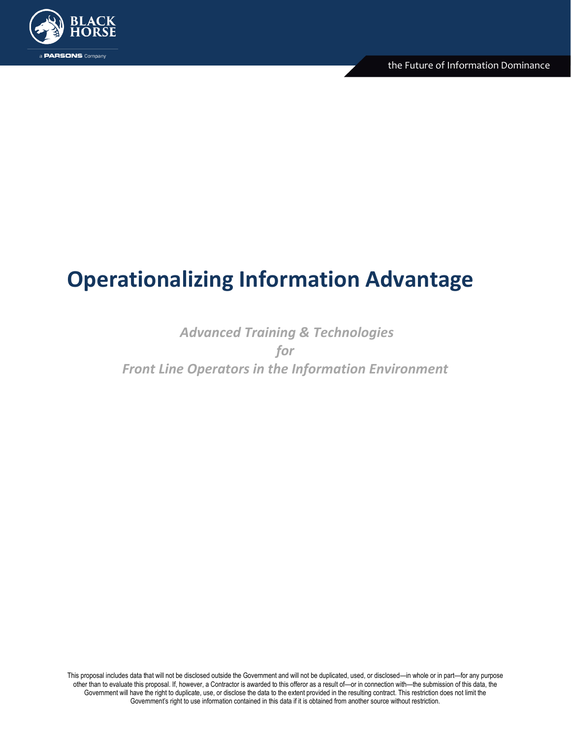BLACK HORSE

a PARSONS Company

the Future of Information Dominance

# Operationalizing Information Advantage

*Advanced Training & Technologies*

*for*

*Front Line Operators in the Information Environment*

This proposal includes data that will not be disclosed outside the Government and will not be duplicated, used, or disclosed—in whole or in part—for any purpose other than to evaluate this proposal. If, however, a Contractor is awarded to this offeror as a result of—or in connection with—the submission of this data, the Government will have the right to duplicate, use, or disclose the data to the extent provided in the resulting contract. This restriction does not limit the Government's right to use information contained in this data if it is obtained from another source without restriction.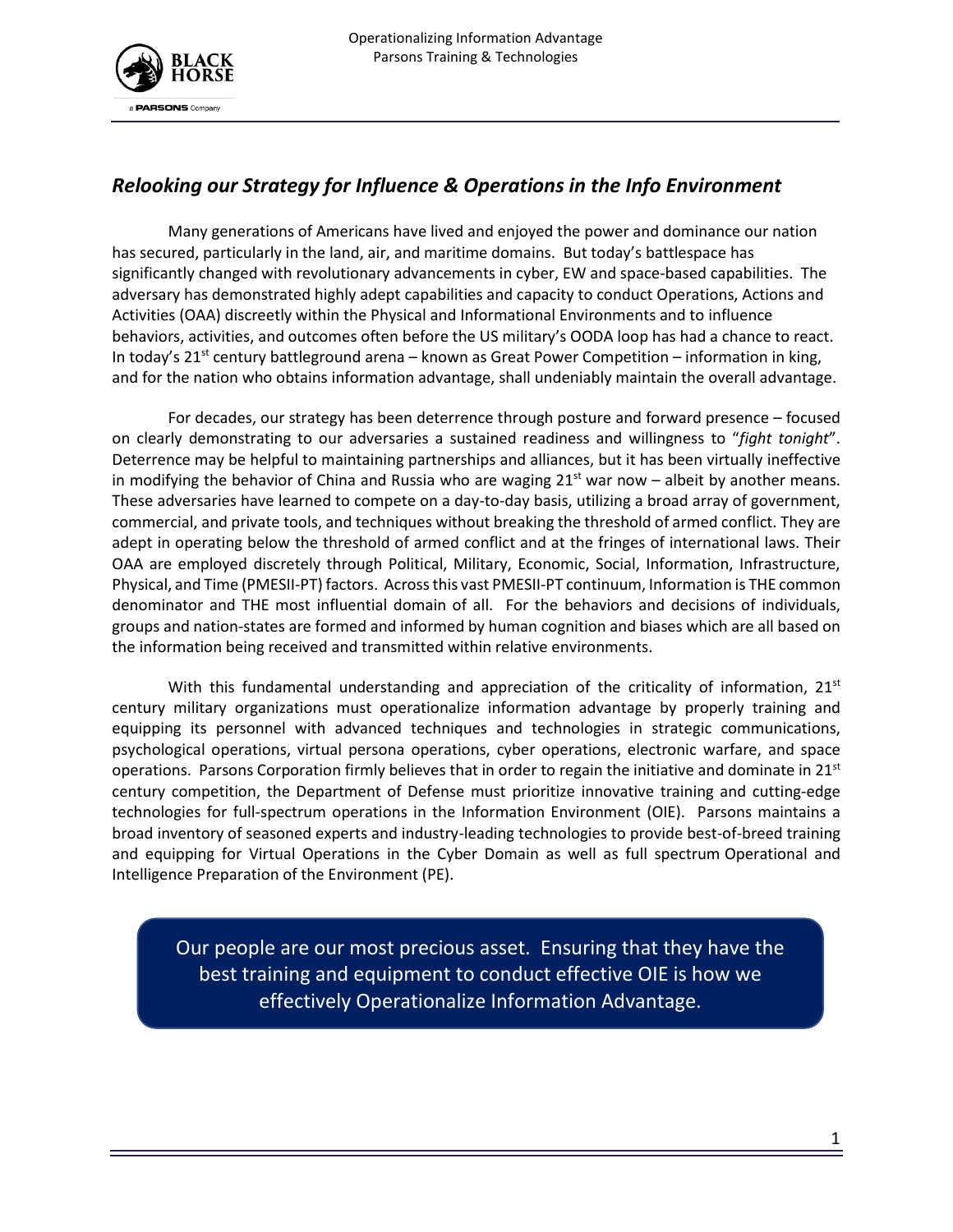## *Relooking our Strategy for Influence & Operations in the Info Environment*

Many generations of Americans have lived and enjoyed the power and dominance our nation has secured, particularly in the land, air, and maritime domains. But today's battlespace has significantly changed with revolutionary advancements in cyber, EW and space-based capabilities. The adversary has demonstrated highly adept capabilities and capacity to conduct Operations, Actions and Activities (OAA) discreetly within the Physical and Informational Environments and to influence behaviors, activities, and outcomes often before the US military's OODA loop has had a chance to react. In today's 21st century battleground arena – known as Great Power Competition – information in king, and for the nation who obtains information advantage, shall undeniably maintain the overall advantage.

For decades, our strategy has been deterrence through posture and forward presence – focused on clearly demonstrating to our adversaries a sustained readiness and willingness to "*fight tonight*". Deterrence may be helpful to maintaining partnerships and alliances, but it has been virtually ineffective in modifying the behavior of China and Russia who are waging 21st war now – albeit by another means. These adversaries have learned to compete on a day-to-day basis, utilizing a broad array of government, commercial, and private tools, and techniques without breaking the threshold of armed conflict. They are adept in operating below the threshold of armed conflict and at the fringes of international laws. Their OAA are employed discretely through Political, Military, Economic, Social, Information, Infrastructure, Physical, and Time (PMESII-PT) factors. Across this vast PMESII-PT continuum, Information is THE common denominator and THE most influential domain of all. For the behaviors and decisions of individuals, groups and nation-states are formed and informed by human cognition and biases which are all based on the information being received and transmitted within relative environments.

With this fundamental understanding and appreciation of the criticality of information, 21st century military organizations must operationalize information advantage by properly training and equipping its personnel with advanced techniques and technologies in strategic communications, psychological operations, virtual persona operations, cyber operations, electronic warfare, and space operations. Parsons Corporation firmly believes that in order to regain the initiative and dominate in 21st century competition, the Department of Defense must prioritize innovative training and cutting-edge technologies for full-spectrum operations in the Information Environment (OIE). Parsons maintains a broad inventory of seasoned experts and industry-leading technologies to provide best-of-breed training and equipping for Virtual Operations in the Cyber Domain as well as full spectrum Operational and Intelligence Preparation of the Environment (PE).

> Our people are our most precious asset. Ensuring that they have the best training and equipment to conduct effective OIE is how we effectively Operationalize Information Advantage.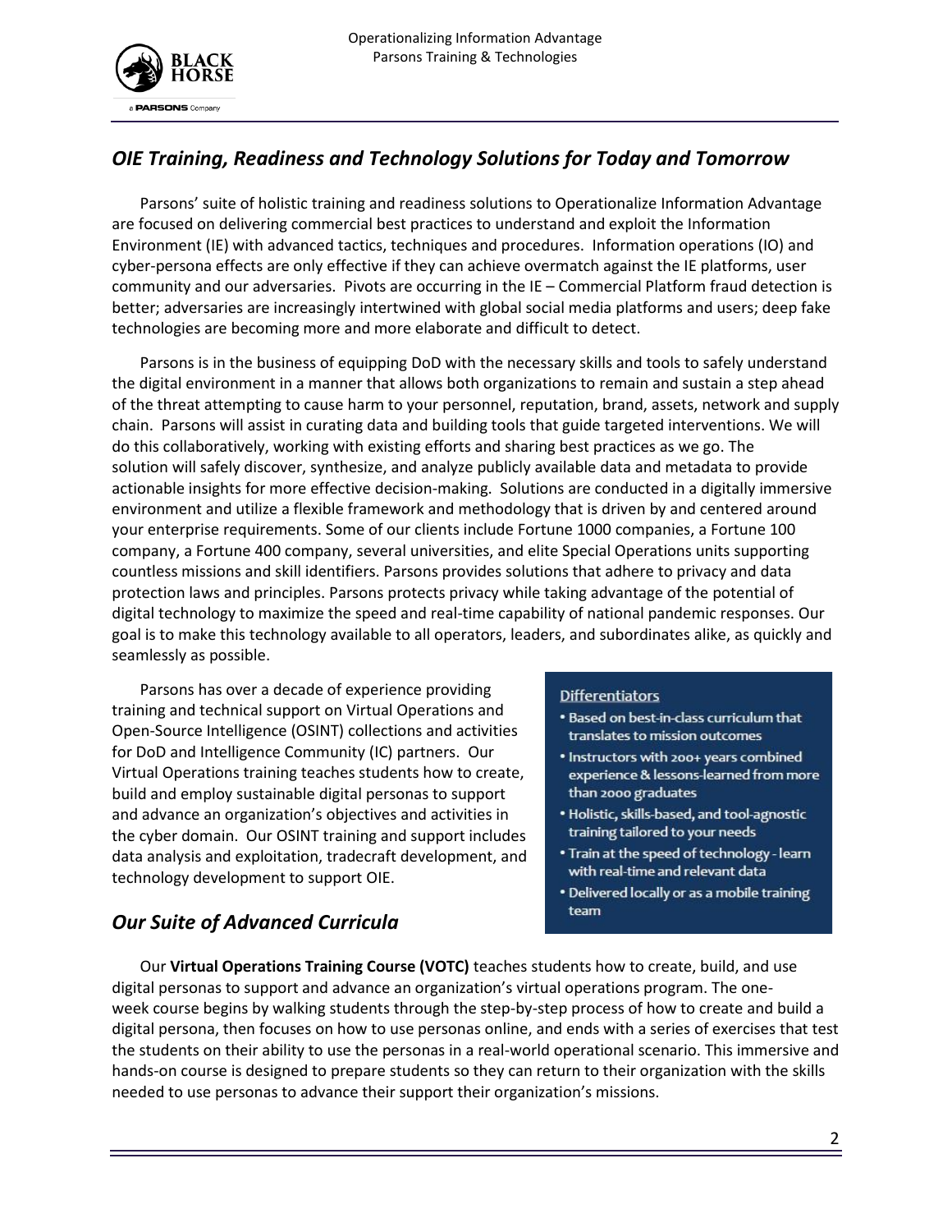## *OIE Training, Readiness and Technology Solutions for Today and Tomorrow*

Parsons' suite of holistic training and readiness solutions to Operationalize Information Advantage are focused on delivering commercial best practices to understand and exploit the Information Environment (IE) with advanced tactics, techniques and procedures. Information operations (IO) and cyber-persona effects are only effective if they can achieve overmatch against the IE platforms, user community and our adversaries. Pivots are occurring in the IE – Commercial Platform fraud detection is better; adversaries are increasingly intertwined with global social media platforms and users; deep fake technologies are becoming more and more elaborate and difficult to detect.

Parsons is in the business of equipping DoD with the necessary skills and tools to safely understand the digital environment in a manner that allows both organizations to remain and sustain a step ahead of the threat attempting to cause harm to your personnel, reputation, brand, assets, network and supply chain. Parsons will assist in curating data and building tools that guide targeted interventions. We will do this collaboratively, working with existing efforts and sharing best practices as we go. The solution will safely discover, synthesize, and analyze publicly available data and metadata to provide actionable insights for more effective decision-making. Solutions are conducted in a digitally immersive environment and utilize a flexible framework and methodology that is driven by and centered around your enterprise requirements. Some of our clients include Fortune 1000 companies, a Fortune 100 company, a Fortune 400 company, several universities, and elite Special Operations units supporting countless missions and skill identifiers. Parsons provides solutions that adhere to privacy and data protection laws and principles. Parsons protects privacy while taking advantage of the potential of digital technology to maximize the speed and real-time capability of national pandemic responses. Our goal is to make this technology available to all operators, leaders, and subordinates alike, as quickly and seamlessly as possible.

Parsons has over a decade of experience providing training and technical support on Virtual Operations and Open-Source Intelligence (OSINT) collections and activities for DoD and Intelligence Community (IC) partners. Our Virtual Operations training teaches students how to create, build and employ sustainable digital personas to support and advance an organization's objectives and activities in the cyber domain. Our OSINT training and support includes data analysis and exploitation, tradecraft development, and technology development to support OIE.

**Differentiators**

- Based on best-in-class curriculum that translates to mission outcomes
- Instructors with 200+ years combined experience & lessons-learned from more than 2000 graduates
- Holistic, skills-based, and tool-agnostic training tailored to your needs
- Train at the speed of technology - learn with real-time and relevant data
- Delivered locally or as a mobile training team

## *Our Suite of Advanced Curricula*

Our **Virtual Operations Training Course (VOTC)** teaches students how to create, build, and use digital personas to support and advance an organization's virtual operations program. The one-week course begins by walking students through the step-by-step process of how to create and build a digital persona, then focuses on how to use personas online, and ends with a series of exercises that test the students on their ability to use the personas in a real-world operational scenario. This immersive and hands-on course is designed to prepare students so they can return to their organization with the skills needed to use personas to advance their support their organization's missions.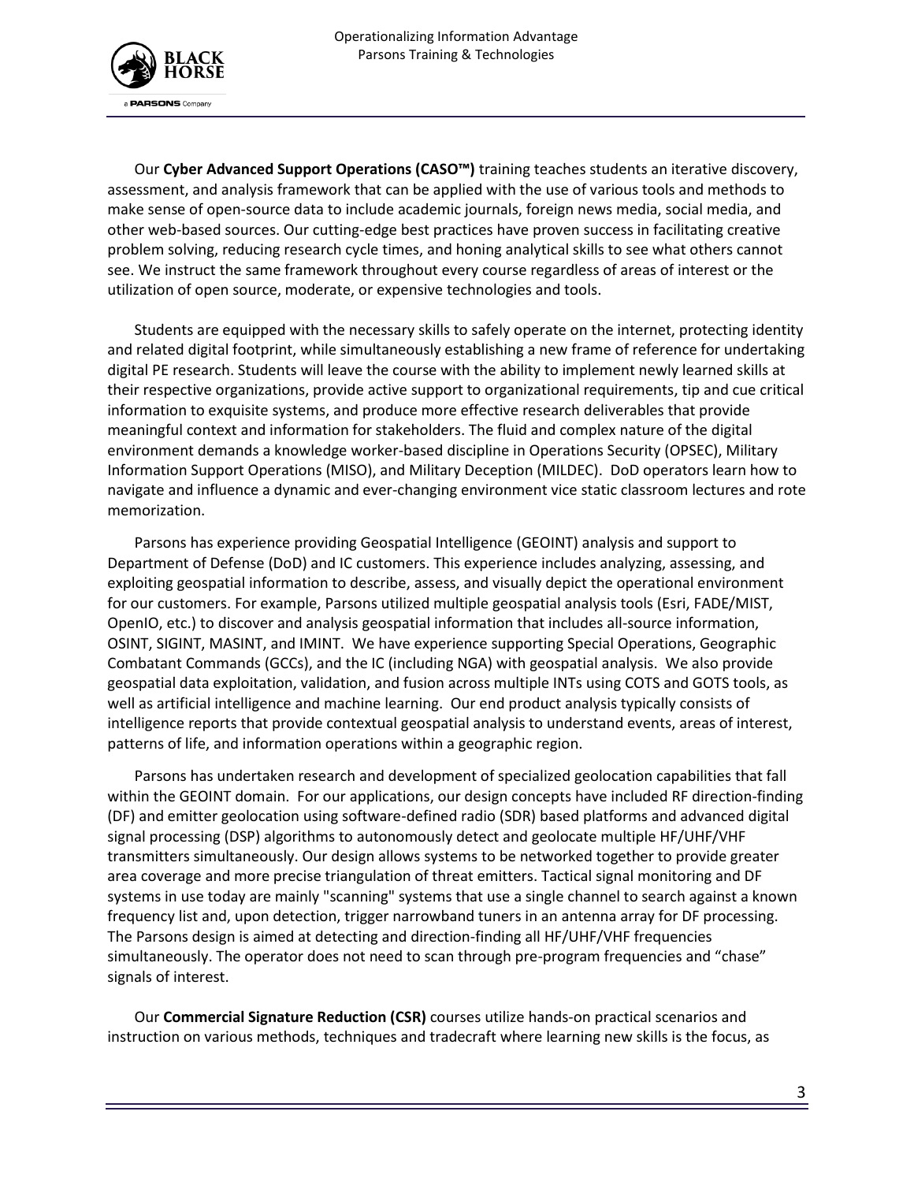Our **Cyber Advanced Support Operations (CASO™)** training teaches students an iterative discovery, assessment, and analysis framework that can be applied with the use of various tools and methods to make sense of open-source data to include academic journals, foreign news media, social media, and other web-based sources. Our cutting-edge best practices have proven success in facilitating creative problem solving, reducing research cycle times, and honing analytical skills to see what others cannot see. We instruct the same framework throughout every course regardless of areas of interest or the utilization of open source, moderate, or expensive technologies and tools.

Students are equipped with the necessary skills to safely operate on the internet, protecting identity and related digital footprint, while simultaneously establishing a new frame of reference for undertaking digital PE research. Students will leave the course with the ability to implement newly learned skills at their respective organizations, provide active support to organizational requirements, tip and cue critical information to exquisite systems, and produce more effective research deliverables that provide meaningful context and information for stakeholders. The fluid and complex nature of the digital environment demands a knowledge worker-based discipline in Operations Security (OPSEC), Military Information Support Operations (MISO), and Military Deception (MILDEC). DoD operators learn how to navigate and influence a dynamic and ever-changing environment vice static classroom lectures and rote memorization.

Parsons has experience providing Geospatial Intelligence (GEOINT) analysis and support to Department of Defense (DoD) and IC customers. This experience includes analyzing, assessing, and exploiting geospatial information to describe, assess, and visually depict the operational environment for our customers. For example, Parsons utilized multiple geospatial analysis tools (Esri, FADE/MIST, OpenIO, etc.) to discover and analysis geospatial information that includes all-source information, OSINT, SIGINT, MASINT, and IMINT. We have experience supporting Special Operations, Geographic Combatant Commands (GCCs), and the IC (including NGA) with geospatial analysis. We also provide geospatial data exploitation, validation, and fusion across multiple INTs using COTS and GOTS tools, as well as artificial intelligence and machine learning. Our end product analysis typically consists of intelligence reports that provide contextual geospatial analysis to understand events, areas of interest, patterns of life, and information operations within a geographic region.

Parsons has undertaken research and development of specialized geolocation capabilities that fall within the GEOINT domain. For our applications, our design concepts have included RF direction-finding (DF) and emitter geolocation using software-defined radio (SDR) based platforms and advanced digital signal processing (DSP) algorithms to autonomously detect and geolocate multiple HF/UHF/VHF transmitters simultaneously. Our design allows systems to be networked together to provide greater area coverage and more precise triangulation of threat emitters. Tactical signal monitoring and DF systems in use today are mainly "scanning" systems that use a single channel to search against a known frequency list and, upon detection, trigger narrowband tuners in an antenna array for DF processing. The Parsons design is aimed at detecting and direction-finding all HF/UHF/VHF frequencies simultaneously. The operator does not need to scan through pre-program frequencies and "chase" signals of interest.

Our **Commercial Signature Reduction (CSR)** courses utilize hands-on practical scenarios and instruction on various methods, techniques and tradecraft where learning new skills is the focus, as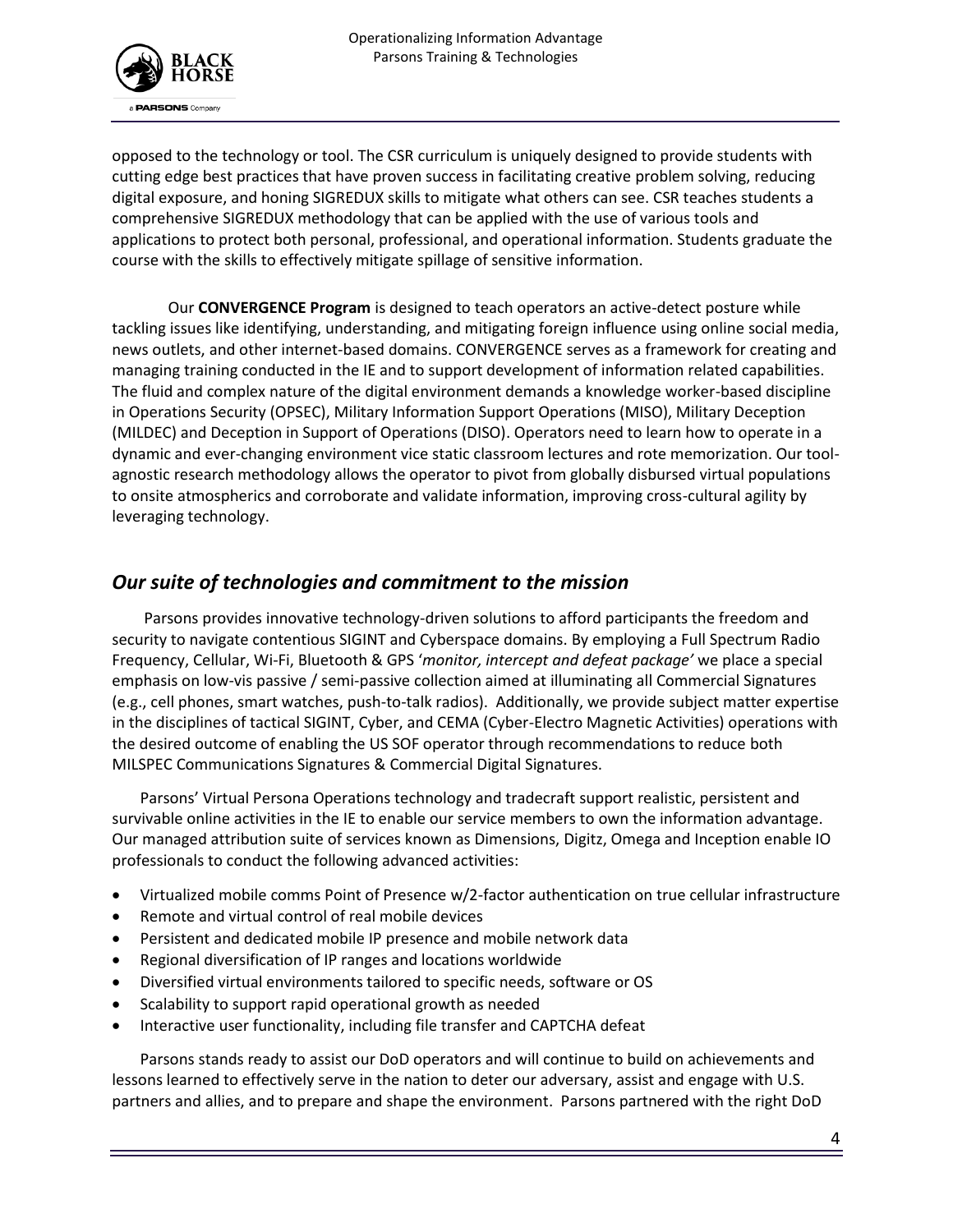opposed to the technology or tool. The CSR curriculum is uniquely designed to provide students with cutting edge best practices that have proven success in facilitating creative problem solving, reducing digital exposure, and honing SIGREDUX skills to mitigate what others can see. CSR teaches students a comprehensive SIGREDUX methodology that can be applied with the use of various tools and applications to protect both personal, professional, and operational information. Students graduate the course with the skills to effectively mitigate spillage of sensitive information.

Our **CONVERGENCE Program** is designed to teach operators an active-detect posture while tackling issues like identifying, understanding, and mitigating foreign influence using online social media, news outlets, and other internet-based domains. CONVERGENCE serves as a framework for creating and managing training conducted in the IE and to support development of information related capabilities. The fluid and complex nature of the digital environment demands a knowledge worker-based discipline in Operations Security (OPSEC), Military Information Support Operations (MISO), Military Deception (MILDEC) and Deception in Support of Operations (DISO). Operators need to learn how to operate in a dynamic and ever-changing environment vice static classroom lectures and rote memorization. Our tool-agnostic research methodology allows the operator to pivot from globally disbursed virtual populations to onsite atmospherics and corroborate and validate information, improving cross-cultural agility by leveraging technology.

## *Our suite of technologies and commitment to the mission*

Parsons provides innovative technology-driven solutions to afford participants the freedom and security to navigate contentious SIGINT and Cyberspace domains. By employing a Full Spectrum Radio Frequency, Cellular, Wi-Fi, Bluetooth & GPS '*monitor, intercept and defeat package'* we place a special emphasis on low-vis passive / semi-passive collection aimed at illuminating all Commercial Signatures (e.g., cell phones, smart watches, push-to-talk radios). Additionally, we provide subject matter expertise in the disciplines of tactical SIGINT, Cyber, and CEMA (Cyber-Electro Magnetic Activities) operations with the desired outcome of enabling the US SOF operator through recommendations to reduce both MILSPEC Communications Signatures & Commercial Digital Signatures.

Parsons' Virtual Persona Operations technology and tradecraft support realistic, persistent and survivable online activities in the IE to enable our service members to own the information advantage. Our managed attribution suite of services known as Dimensions, Digitz, Omega and Inception enable IO professionals to conduct the following advanced activities:

- Virtualized mobile comms Point of Presence w/2-factor authentication on true cellular infrastructure
- Remote and virtual control of real mobile devices
- Persistent and dedicated mobile IP presence and mobile network data
- Regional diversification of IP ranges and locations worldwide
- Diversified virtual environments tailored to specific needs, software or OS
- Scalability to support rapid operational growth as needed
- Interactive user functionality, including file transfer and CAPTCHA defeat

Parsons stands ready to assist our DoD operators and will continue to build on achievements and lessons learned to effectively serve in the nation to deter our adversary, assist and engage with U.S. partners and allies, and to prepare and shape the environment. Parsons partnered with the right DoD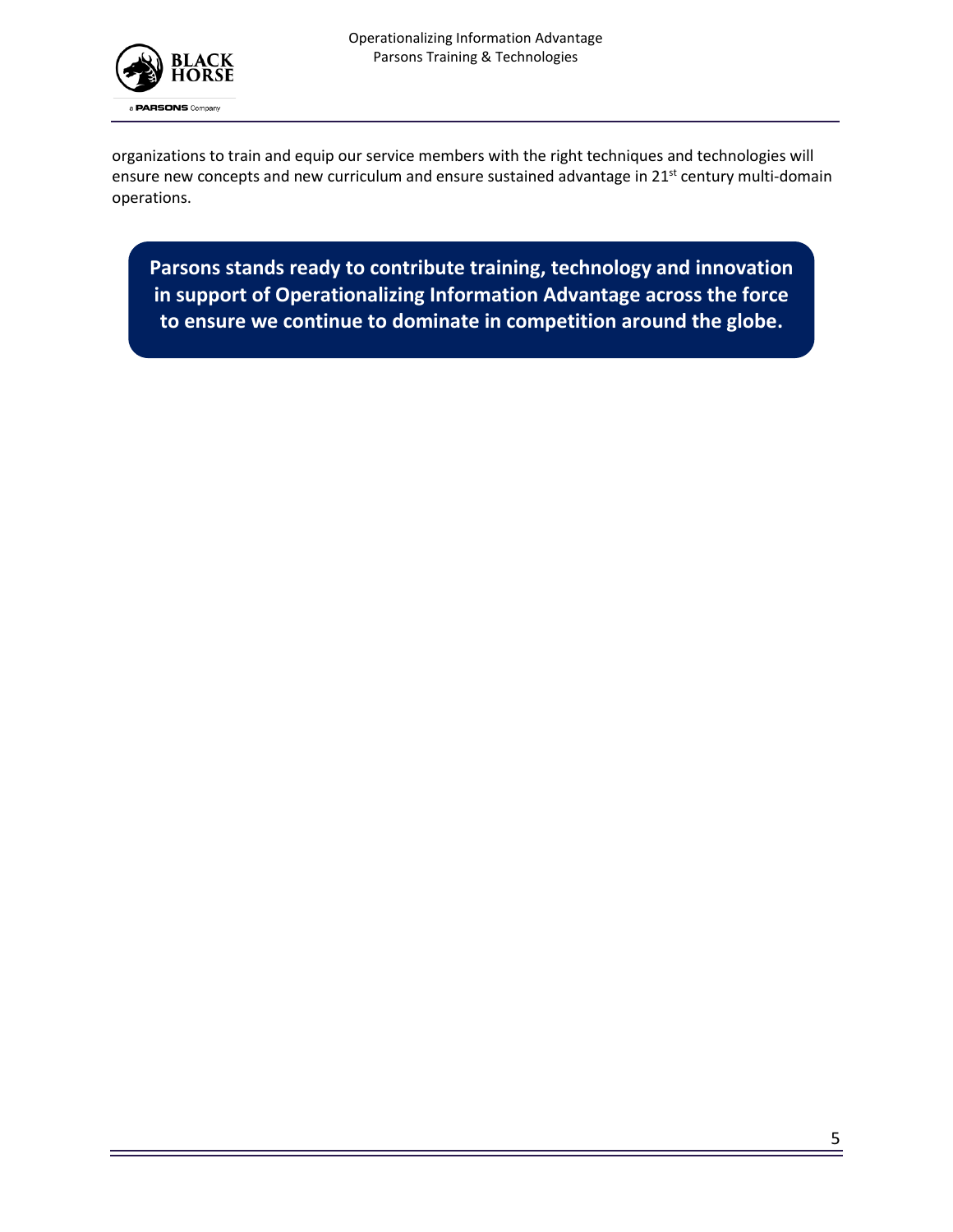organizations to train and equip our service members with the right techniques and technologies will ensure new concepts and new curriculum and ensure sustained advantage in 21st century multi-domain operations.

**Parsons stands ready to contribute training, technology and innovation in support of Operationalizing Information Advantage across the force to ensure we continue to dominate in competition around the globe.**